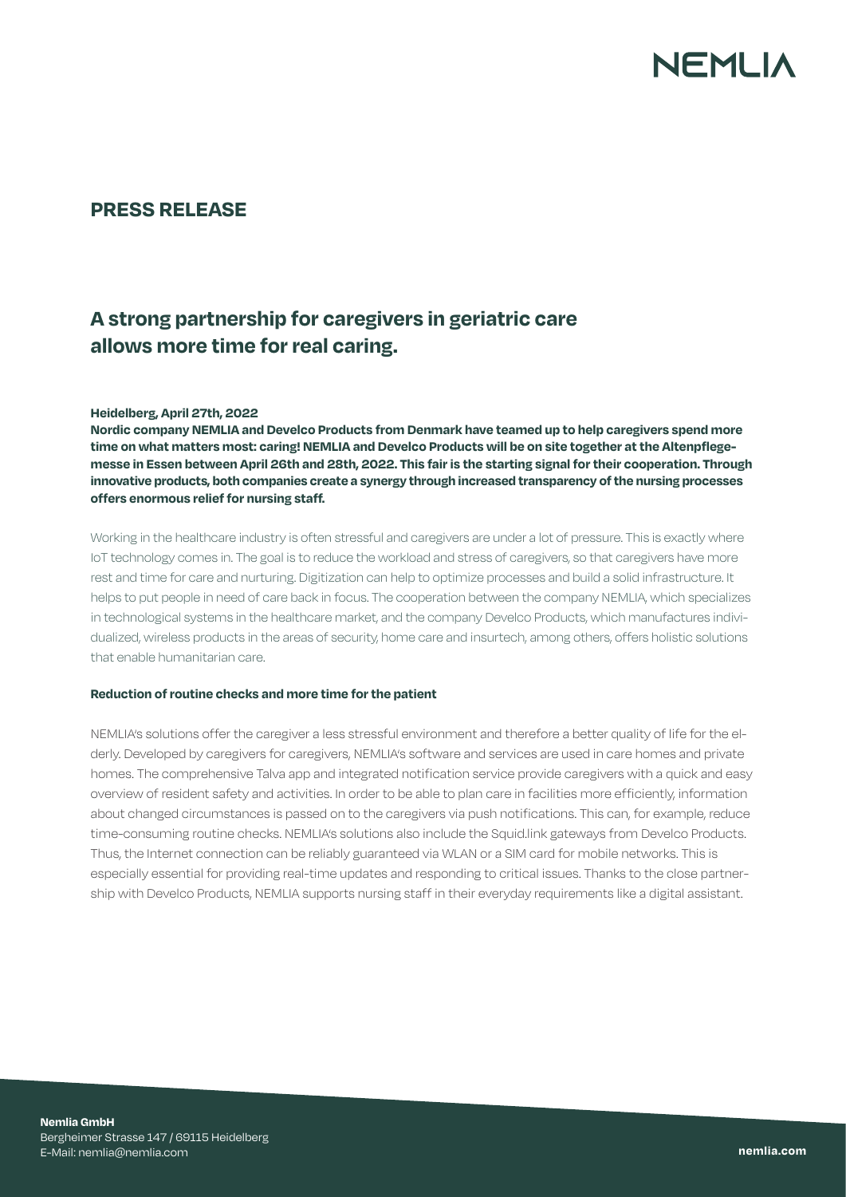NEMLIA

## PRESS RELEASE

# A strong partnership for caregivers in geriatric care allows more time for real caring.

**Heidelberg, April 27th, 2022**

**Nordic company NEMLIA and Develco Products from Denmark have teamed up to help caregivers spend more time on what matters most: caring! NEMLIA and Develco Products will be on site together at the Altenpflegemesse in Essen between April 26th and 28th, 2022. This fair is the starting signal for their cooperation. Through innovative products, both companies create a synergy through increased transparency of the nursing processes offers enormous relief for nursing staff.**

Working in the healthcare industry is often stressful and caregivers are under a lot of pressure. This is exactly where IoT technology comes in. The goal is to reduce the workload and stress of caregivers, so that caregivers have more rest and time for care and nurturing. Digitization can help to optimize processes and build a solid infrastructure. It helps to put people in need of care back in focus. The cooperation between the company NEMLIA, which specializes in technological systems in the healthcare market, and the company Develco Products, which manufactures individualized, wireless products in the areas of security, home care and insurtech, among others, offers holistic solutions that enable humanitarian care.

### Reduction of routine checks and more time for the patient

NEMLIA's solutions offer the caregiver a less stressful environment and therefore a better quality of life for the elderly. Developed by caregivers for caregivers, NEMLIA's software and services are used in care homes and private homes. The comprehensive Talva app and integrated notification service provide caregivers with a quick and easy overview of resident safety and activities. In order to be able to plan care in facilities more efficiently, information about changed circumstances is passed on to the caregivers via push notifications. This can, for example, reduce time-consuming routine checks. NEMLIA's solutions also include the Squid.link gateways from Develco Products. Thus, the Internet connection can be reliably guaranteed via WLAN or a SIM card for mobile networks. This is especially essential for providing real-time updates and responding to critical issues. Thanks to the close partnership with Develco Products, NEMLIA supports nursing staff in their everyday requirements like a digital assistant.

**Nemlia GmbH**
Bergheimer Strasse 147 / 69115 Heidelberg
E-Mail: nemlia@nemlia.com

**nemlia.com**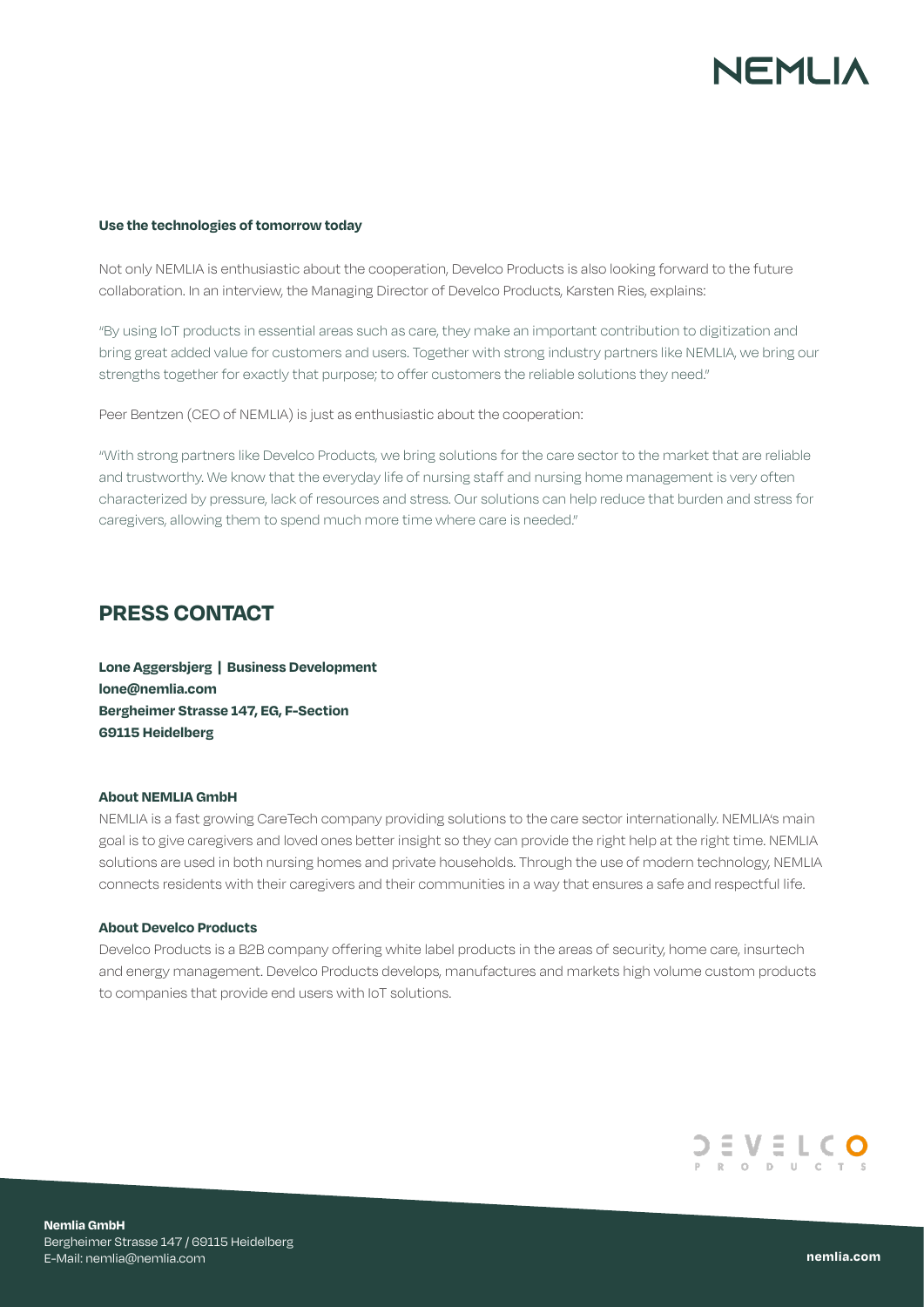### Use the technologies of tomorrow today

Not only NEMLIA is enthusiastic about the cooperation, Develco Products is also looking forward to the future collaboration. In an interview, the Managing Director of Develco Products, Karsten Ries, explains:

"By using IoT products in essential areas such as care, they make an important contribution to digitization and bring great added value for customers and users. Together with strong industry partners like NEMLIA, we bring our strengths together for exactly that purpose; to offer customers the reliable solutions they need."

Peer Bentzen (CEO of NEMLIA) is just as enthusiastic about the cooperation:

"With strong partners like Develco Products, we bring solutions for the care sector to the market that are reliable and trustworthy. We know that the everyday life of nursing staff and nursing home management is very often characterized by pressure, lack of resources and stress. Our solutions can help reduce that burden and stress for caregivers, allowing them to spend much more time where care is needed."

## PRESS CONTACT

**Lone Aggersbjerg | Business Development**
**lone@nemlia.com**
**Bergheimer Strasse 147, EG, F-Section**
**69115 Heidelberg**

### About NEMLIA GmbH

NEMLIA is a fast growing CareTech company providing solutions to the care sector internationally. NEMLIA's main goal is to give caregivers and loved ones better insight so they can provide the right help at the right time. NEMLIA solutions are used in both nursing homes and private households. Through the use of modern technology, NEMLIA connects residents with their caregivers and their communities in a way that ensures a safe and respectful life.

### About Develco Products

Develco Products is a B2B company offering white label products in the areas of security, home care, insurtech and energy management. Develco Products develops, manufactures and markets high volume custom products to companies that provide end users with IoT solutions.